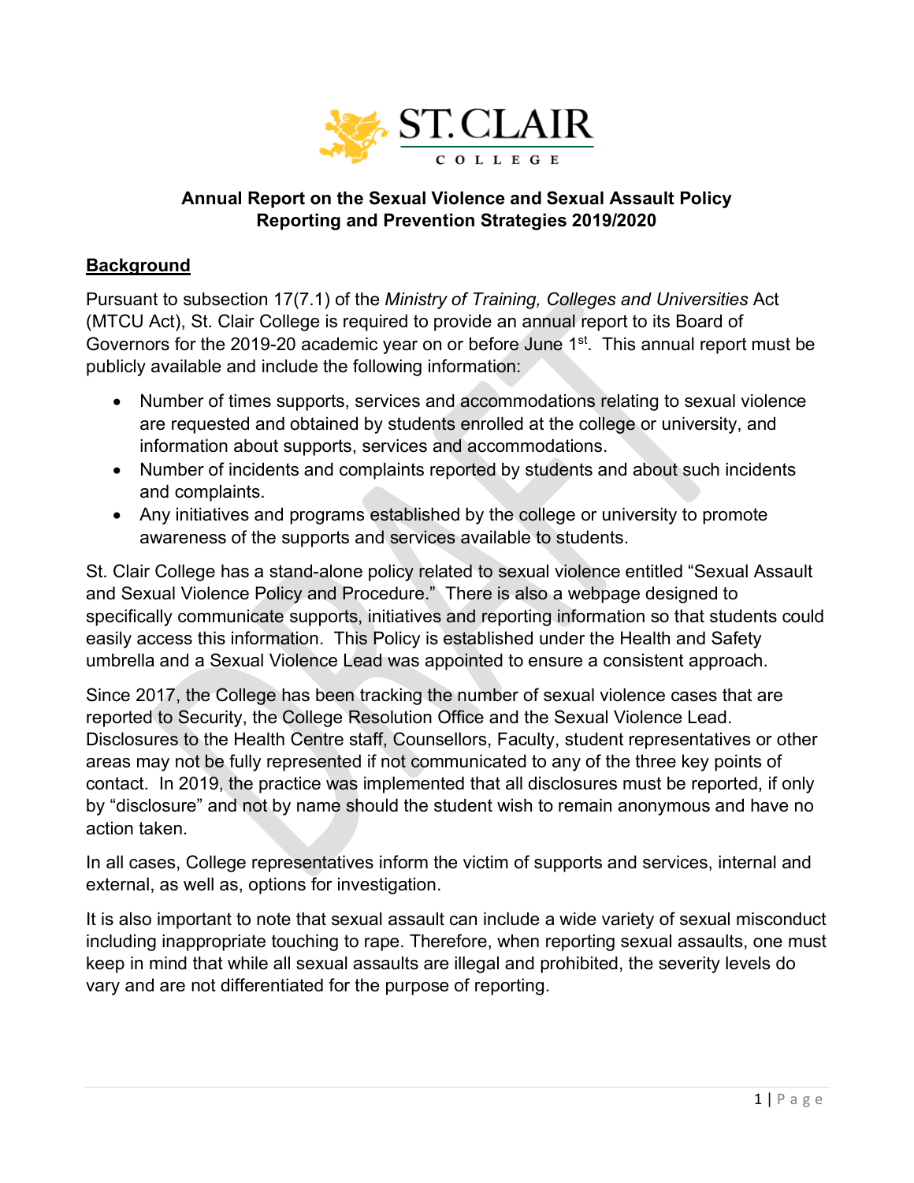ST. CLAIR COLLEGE

**Annual Report on the Sexual Violence and Sexual Assault Policy Reporting and Prevention Strategies 2019/2020**

## Background

Pursuant to subsection 17(7.1) of the *Ministry of Training, Colleges and Universities* Act (MTCU Act), St. Clair College is required to provide an annual report to its Board of Governors for the 2019-20 academic year on or before June 1st. This annual report must be publicly available and include the following information:

- Number of times supports, services and accommodations relating to sexual violence are requested and obtained by students enrolled at the college or university, and information about supports, services and accommodations.
- Number of incidents and complaints reported by students and about such incidents and complaints.
- Any initiatives and programs established by the college or university to promote awareness of the supports and services available to students.

St. Clair College has a stand-alone policy related to sexual violence entitled "Sexual Assault and Sexual Violence Policy and Procedure." There is also a webpage designed to specifically communicate supports, initiatives and reporting information so that students could easily access this information. This Policy is established under the Health and Safety umbrella and a Sexual Violence Lead was appointed to ensure a consistent approach.

Since 2017, the College has been tracking the number of sexual violence cases that are reported to Security, the College Resolution Office and the Sexual Violence Lead. Disclosures to the Health Centre staff, Counsellors, Faculty, student representatives or other areas may not be fully represented if not communicated to any of the three key points of contact. In 2019, the practice was implemented that all disclosures must be reported, if only by "disclosure" and not by name should the student wish to remain anonymous and have no action taken.

In all cases, College representatives inform the victim of supports and services, internal and external, as well as, options for investigation.

It is also important to note that sexual assault can include a wide variety of sexual misconduct including inappropriate touching to rape. Therefore, when reporting sexual assaults, one must keep in mind that while all sexual assaults are illegal and prohibited, the severity levels do vary and are not differentiated for the purpose of reporting.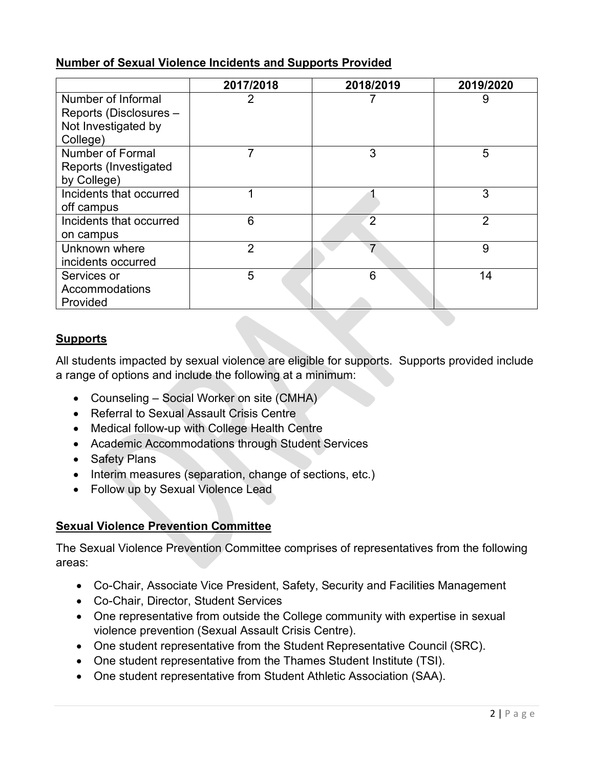**Number of Sexual Violence Incidents and Supports Provided**

| | 2017/2018 | 2018/2019 | 2019/2020 |
|---|---|---|---|
| Number of Informal Reports (Disclosures – Not Investigated by College) | 2 | 7 | 9 |
| Number of Formal Reports (Investigated by College) | 7 | 3 | 5 |
| Incidents that occurred off campus | 1 | 1 | 3 |
| Incidents that occurred on campus | 6 | 2 | 2 |
| Unknown where incidents occurred | 2 | 7 | 9 |
| Services or Accommodations Provided | 5 | 6 | 14 |

## Supports

All students impacted by sexual violence are eligible for supports. Supports provided include a range of options and include the following at a minimum:

- Counseling – Social Worker on site (CMHA)
- Referral to Sexual Assault Crisis Centre
- Medical follow-up with College Health Centre
- Academic Accommodations through Student Services
- Safety Plans
- Interim measures (separation, change of sections, etc.)
- Follow up by Sexual Violence Lead

## Sexual Violence Prevention Committee

The Sexual Violence Prevention Committee comprises of representatives from the following areas:

- Co-Chair, Associate Vice President, Safety, Security and Facilities Management
- Co-Chair, Director, Student Services
- One representative from outside the College community with expertise in sexual violence prevention (Sexual Assault Crisis Centre).
- One student representative from the Student Representative Council (SRC).
- One student representative from the Thames Student Institute (TSI).
- One student representative from Student Athletic Association (SAA).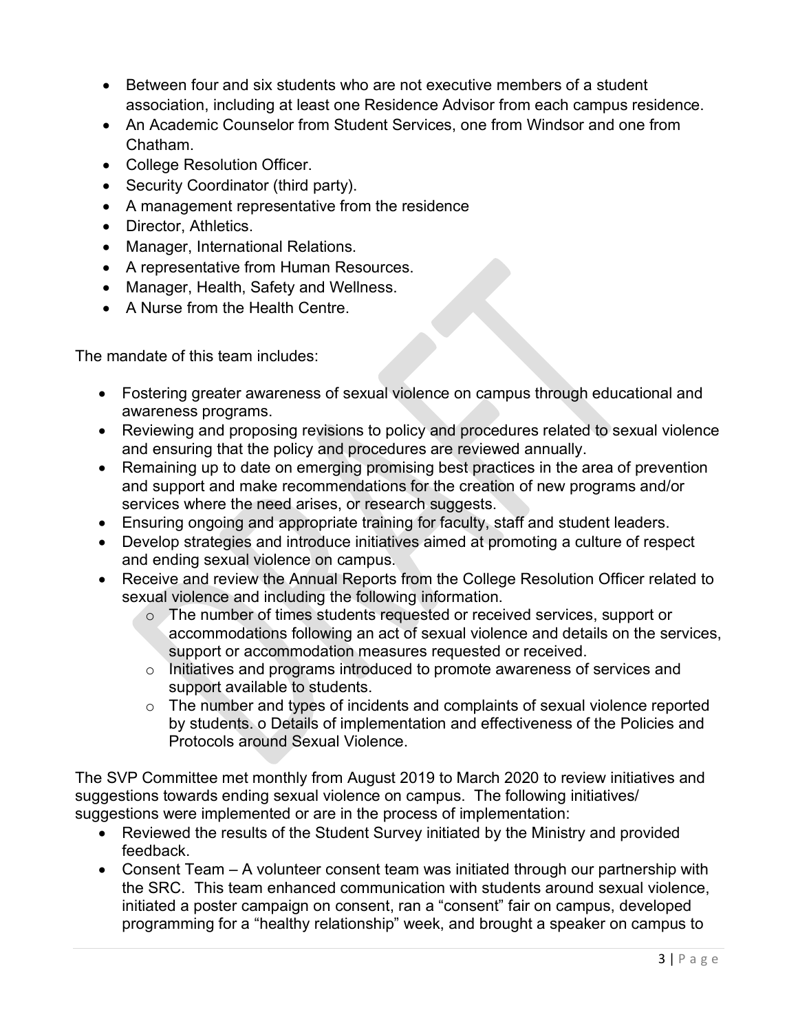- Between four and six students who are not executive members of a student association, including at least one Residence Advisor from each campus residence.
- An Academic Counselor from Student Services, one from Windsor and one from Chatham.
- College Resolution Officer.
- Security Coordinator (third party).
- A management representative from the residence
- Director, Athletics.
- Manager, International Relations.
- A representative from Human Resources.
- Manager, Health, Safety and Wellness.
- A Nurse from the Health Centre.

The mandate of this team includes:

- Fostering greater awareness of sexual violence on campus through educational and awareness programs.
- Reviewing and proposing revisions to policy and procedures related to sexual violence and ensuring that the policy and procedures are reviewed annually.
- Remaining up to date on emerging promising best practices in the area of prevention and support and make recommendations for the creation of new programs and/or services where the need arises, or research suggests.
- Ensuring ongoing and appropriate training for faculty, staff and student leaders.
- Develop strategies and introduce initiatives aimed at promoting a culture of respect and ending sexual violence on campus.
- Receive and review the Annual Reports from the College Resolution Officer related to sexual violence and including the following information.
  - The number of times students requested or received services, support or accommodations following an act of sexual violence and details on the services, support or accommodation measures requested or received.
  - Initiatives and programs introduced to promote awareness of services and support available to students.
  - The number and types of incidents and complaints of sexual violence reported by students. o Details of implementation and effectiveness of the Policies and Protocols around Sexual Violence.

The SVP Committee met monthly from August 2019 to March 2020 to review initiatives and suggestions towards ending sexual violence on campus. The following initiatives/ suggestions were implemented or are in the process of implementation:

- Reviewed the results of the Student Survey initiated by the Ministry and provided feedback.
- Consent Team – A volunteer consent team was initiated through our partnership with the SRC. This team enhanced communication with students around sexual violence, initiated a poster campaign on consent, ran a "consent" fair on campus, developed programming for a "healthy relationship" week, and brought a speaker on campus to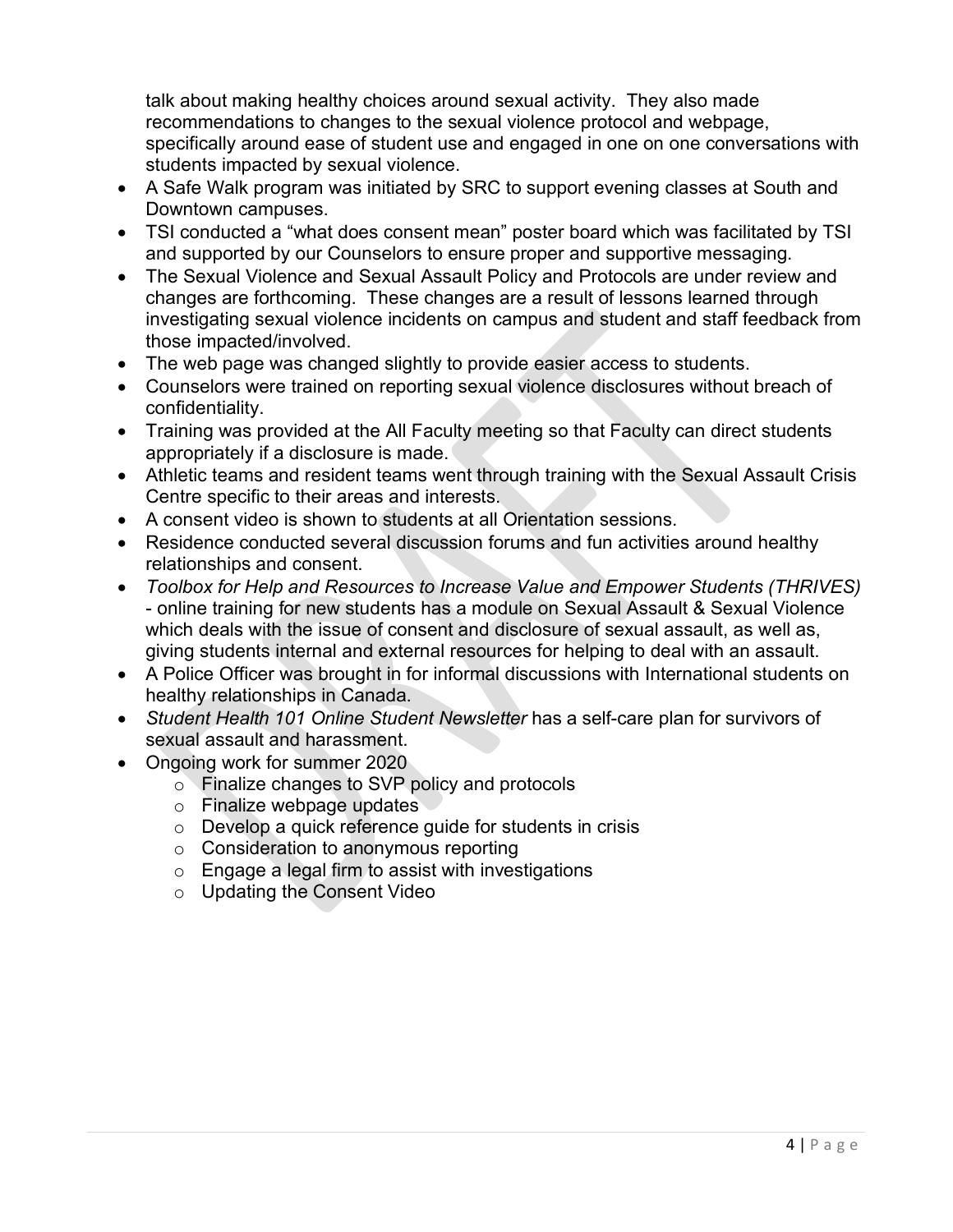talk about making healthy choices around sexual activity. They also made recommendations to changes to the sexual violence protocol and webpage, specifically around ease of student use and engaged in one on one conversations with students impacted by sexual violence.

- A Safe Walk program was initiated by SRC to support evening classes at South and Downtown campuses.
- TSI conducted a "what does consent mean" poster board which was facilitated by TSI and supported by our Counselors to ensure proper and supportive messaging.
- The Sexual Violence and Sexual Assault Policy and Protocols are under review and changes are forthcoming. These changes are a result of lessons learned through investigating sexual violence incidents on campus and student and staff feedback from those impacted/involved.
- The web page was changed slightly to provide easier access to students.
- Counselors were trained on reporting sexual violence disclosures without breach of confidentiality.
- Training was provided at the All Faculty meeting so that Faculty can direct students appropriately if a disclosure is made.
- Athletic teams and resident teams went through training with the Sexual Assault Crisis Centre specific to their areas and interests.
- A consent video is shown to students at all Orientation sessions.
- Residence conducted several discussion forums and fun activities around healthy relationships and consent.
- *Toolbox for Help and Resources to Increase Value and Empower Students (THRIVES)* - online training for new students has a module on Sexual Assault & Sexual Violence which deals with the issue of consent and disclosure of sexual assault, as well as, giving students internal and external resources for helping to deal with an assault.
- A Police Officer was brought in for informal discussions with International students on healthy relationships in Canada.
- *Student Health 101 Online Student Newsletter* has a self-care plan for survivors of sexual assault and harassment.
- Ongoing work for summer 2020
  - Finalize changes to SVP policy and protocols
  - Finalize webpage updates
  - Develop a quick reference guide for students in crisis
  - Consideration to anonymous reporting
  - Engage a legal firm to assist with investigations
  - Updating the Consent Video